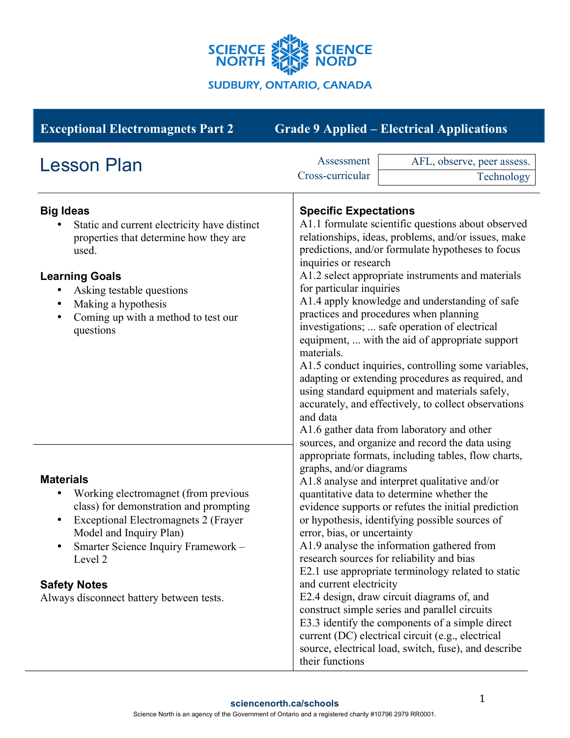SCIENCE NORTH SCIENCE NORD

SUDBURY, ONTARIO, CANADA

**Exceptional Electromagnets Part 2** | **Grade 9 Applied – Electrical Applications**

# Lesson Plan

| Assessment | AFL, observe, peer assess. |
| --- | --- |
| Cross-curricular | Technology |

## Big Ideas

- Static and current electricity have distinct properties that determine how they are used.

## Learning Goals

- Asking testable questions
- Making a hypothesis
- Coming up with a method to test our questions

## Materials

- Working electromagnet (from previous class) for demonstration and prompting
- Exceptional Electromagnets 2 (Frayer Model and Inquiry Plan)
- Smarter Science Inquiry Framework – Level 2

## Safety Notes

Always disconnect battery between tests.

## Specific Expectations

A1.1 formulate scientific questions about observed relationships, ideas, problems, and/or issues, make predictions, and/or formulate hypotheses to focus inquiries or research

A1.2 select appropriate instruments and materials for particular inquiries

A1.4 apply knowledge and understanding of safe practices and procedures when planning investigations; ... safe operation of electrical equipment, ... with the aid of appropriate support materials.

A1.5 conduct inquiries, controlling some variables, adapting or extending procedures as required, and using standard equipment and materials safely, accurately, and effectively, to collect observations and data

A1.6 gather data from laboratory and other sources, and organize and record the data using appropriate formats, including tables, flow charts, graphs, and/or diagrams

A1.8 analyse and interpret qualitative and/or quantitative data to determine whether the evidence supports or refutes the initial prediction or hypothesis, identifying possible sources of error, bias, or uncertainty

A1.9 analyse the information gathered from research sources for reliability and bias

E2.1 use appropriate terminology related to static and current electricity

E2.4 design, draw circuit diagrams of, and construct simple series and parallel circuits

E3.3 identify the components of a simple direct current (DC) electrical circuit (e.g., electrical source, electrical load, switch, fuse), and describe their functions

sciencenorth.ca/schools

Science North is an agency of the Government of Ontario and a registered charity #10796 2979 RR0001.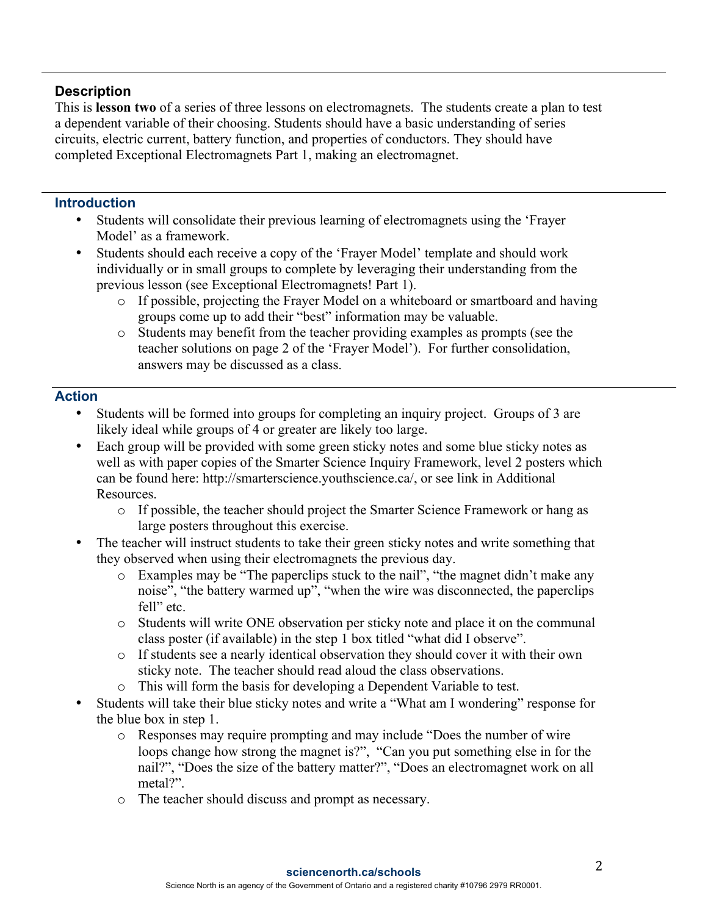## Description

This is **lesson two** of a series of three lessons on electromagnets. The students create a plan to test a dependent variable of their choosing. Students should have a basic understanding of series circuits, electric current, battery function, and properties of conductors. They should have completed Exceptional Electromagnets Part 1, making an electromagnet.

## Introduction

- Students will consolidate their previous learning of electromagnets using the 'Frayer Model' as a framework.
- Students should each receive a copy of the 'Frayer Model' template and should work individually or in small groups to complete by leveraging their understanding from the previous lesson (see Exceptional Electromagnets! Part 1).
  - If possible, projecting the Frayer Model on a whiteboard or smartboard and having groups come up to add their "best" information may be valuable.
  - Students may benefit from the teacher providing examples as prompts (see the teacher solutions on page 2 of the 'Frayer Model'). For further consolidation, answers may be discussed as a class.

## Action

- Students will be formed into groups for completing an inquiry project. Groups of 3 are likely ideal while groups of 4 or greater are likely too large.
- Each group will be provided with some green sticky notes and some blue sticky notes as well as with paper copies of the Smarter Science Inquiry Framework, level 2 posters which can be found here: http://smarterscience.youthscience.ca/, or see link in Additional Resources.
  - If possible, the teacher should project the Smarter Science Framework or hang as large posters throughout this exercise.
- The teacher will instruct students to take their green sticky notes and write something that they observed when using their electromagnets the previous day.
  - Examples may be "The paperclips stuck to the nail", "the magnet didn't make any noise", "the battery warmed up", "when the wire was disconnected, the paperclips fell" etc.
  - Students will write ONE observation per sticky note and place it on the communal class poster (if available) in the step 1 box titled "what did I observe".
  - If students see a nearly identical observation they should cover it with their own sticky note. The teacher should read aloud the class observations.
  - This will form the basis for developing a Dependent Variable to test.
- Students will take their blue sticky notes and write a "What am I wondering" response for the blue box in step 1.
  - Responses may require prompting and may include "Does the number of wire loops change how strong the magnet is?", "Can you put something else in for the nail?", "Does the size of the battery matter?", "Does an electromagnet work on all metal?".
  - The teacher should discuss and prompt as necessary.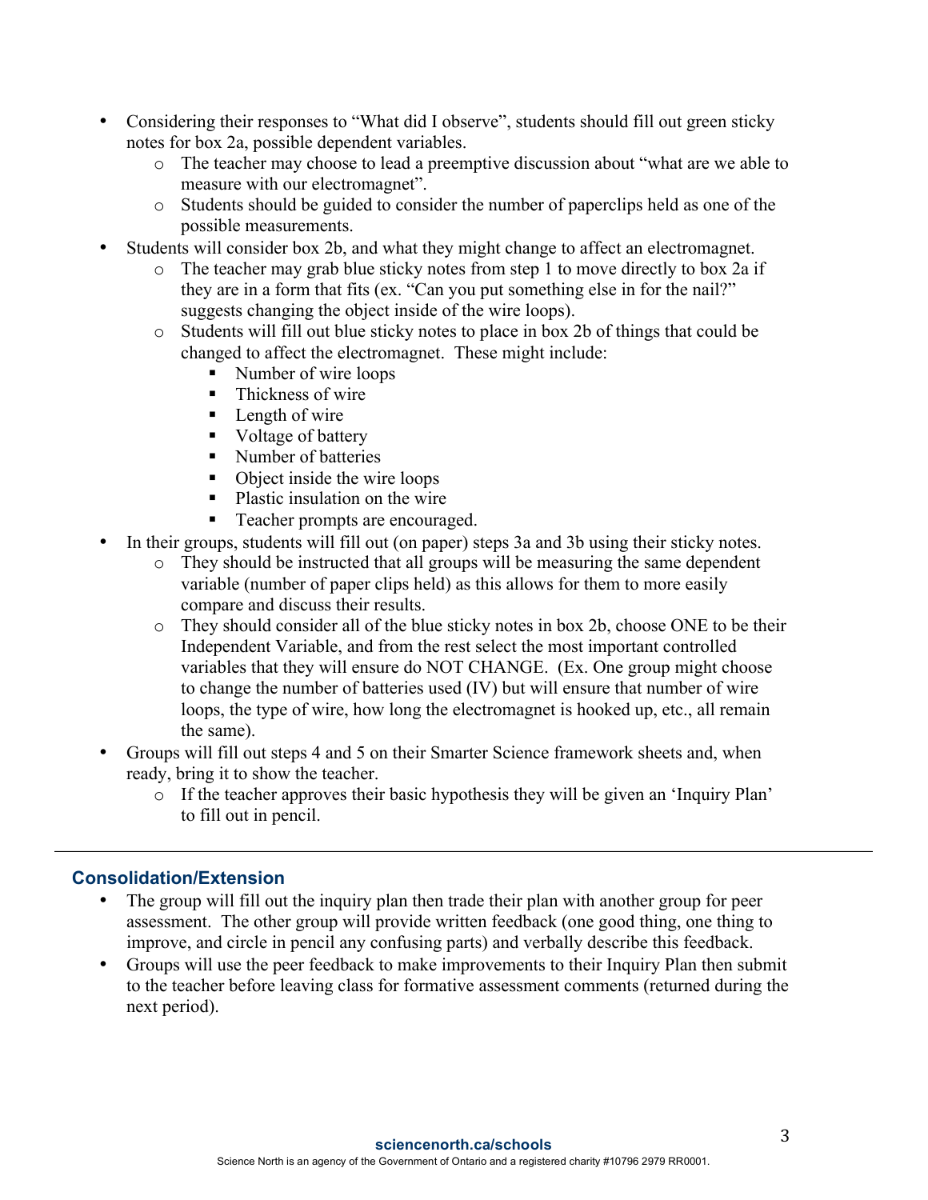- Considering their responses to "What did I observe", students should fill out green sticky notes for box 2a, possible dependent variables.
  - The teacher may choose to lead a preemptive discussion about "what are we able to measure with our electromagnet".
  - Students should be guided to consider the number of paperclips held as one of the possible measurements.
- Students will consider box 2b, and what they might change to affect an electromagnet.
  - The teacher may grab blue sticky notes from step 1 to move directly to box 2a if they are in a form that fits (ex. "Can you put something else in for the nail?" suggests changing the object inside of the wire loops).
  - Students will fill out blue sticky notes to place in box 2b of things that could be changed to affect the electromagnet. These might include:
    - Number of wire loops
    - Thickness of wire
    - Length of wire
    - Voltage of battery
    - Number of batteries
    - Object inside the wire loops
    - Plastic insulation on the wire
    - Teacher prompts are encouraged.
- In their groups, students will fill out (on paper) steps 3a and 3b using their sticky notes.
  - They should be instructed that all groups will be measuring the same dependent variable (number of paper clips held) as this allows for them to more easily compare and discuss their results.
  - They should consider all of the blue sticky notes in box 2b, choose ONE to be their Independent Variable, and from the rest select the most important controlled variables that they will ensure do NOT CHANGE. (Ex. One group might choose to change the number of batteries used (IV) but will ensure that number of wire loops, the type of wire, how long the electromagnet is hooked up, etc., all remain the same).
- Groups will fill out steps 4 and 5 on their Smarter Science framework sheets and, when ready, bring it to show the teacher.
  - If the teacher approves their basic hypothesis they will be given an 'Inquiry Plan' to fill out in pencil.

---

## Consolidation/Extension

- The group will fill out the inquiry plan then trade their plan with another group for peer assessment. The other group will provide written feedback (one good thing, one thing to improve, and circle in pencil any confusing parts) and verbally describe this feedback.
- Groups will use the peer feedback to make improvements to their Inquiry Plan then submit to the teacher before leaving class for formative assessment comments (returned during the next period).